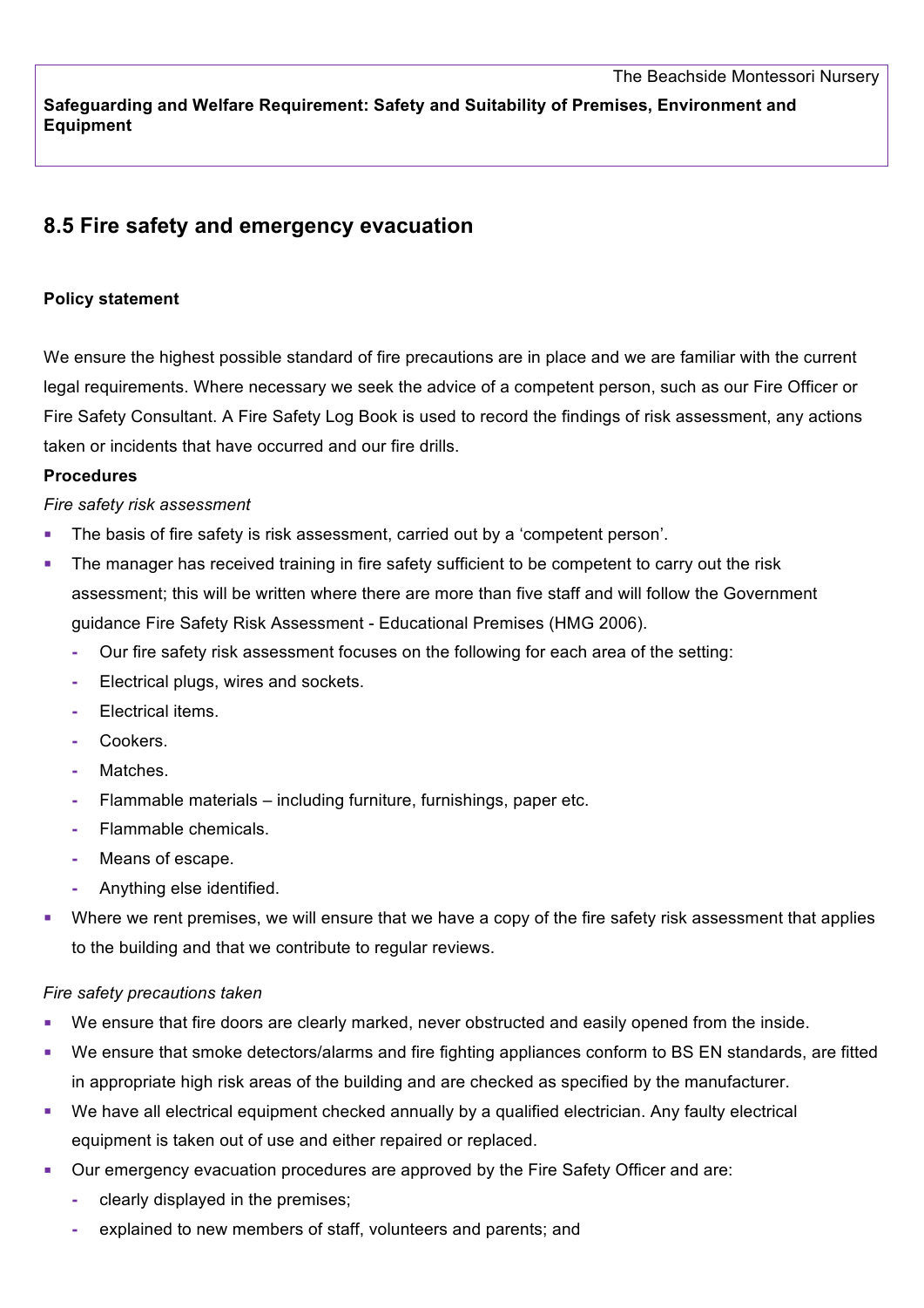The Beachside Montessori Nursery

**Safeguarding and Welfare Requirement: Safety and Suitability of Premises, Environment and Equipment**

## 8.5 Fire safety and emergency evacuation

**Policy statement**

We ensure the highest possible standard of fire precautions are in place and we are familiar with the current legal requirements. Where necessary we seek the advice of a competent person, such as our Fire Officer or Fire Safety Consultant. A Fire Safety Log Book is used to record the findings of risk assessment, any actions taken or incidents that have occurred and our fire drills.

**Procedures**

*Fire safety risk assessment*

- The basis of fire safety is risk assessment, carried out by a 'competent person'.
- The manager has received training in fire safety sufficient to be competent to carry out the risk assessment; this will be written where there are more than five staff and will follow the Government guidance Fire Safety Risk Assessment - Educational Premises (HMG 2006).
  - Our fire safety risk assessment focuses on the following for each area of the setting:
  - Electrical plugs, wires and sockets.
  - Electrical items.
  - Cookers.
  - Matches.
  - Flammable materials – including furniture, furnishings, paper etc.
  - Flammable chemicals.
  - Means of escape.
  - Anything else identified.
- Where we rent premises, we will ensure that we have a copy of the fire safety risk assessment that applies to the building and that we contribute to regular reviews.

*Fire safety precautions taken*

- We ensure that fire doors are clearly marked, never obstructed and easily opened from the inside.
- We ensure that smoke detectors/alarms and fire fighting appliances conform to BS EN standards, are fitted in appropriate high risk areas of the building and are checked as specified by the manufacturer.
- We have all electrical equipment checked annually by a qualified electrician. Any faulty electrical equipment is taken out of use and either repaired or replaced.
- Our emergency evacuation procedures are approved by the Fire Safety Officer and are:
  - clearly displayed in the premises;
  - explained to new members of staff, volunteers and parents; and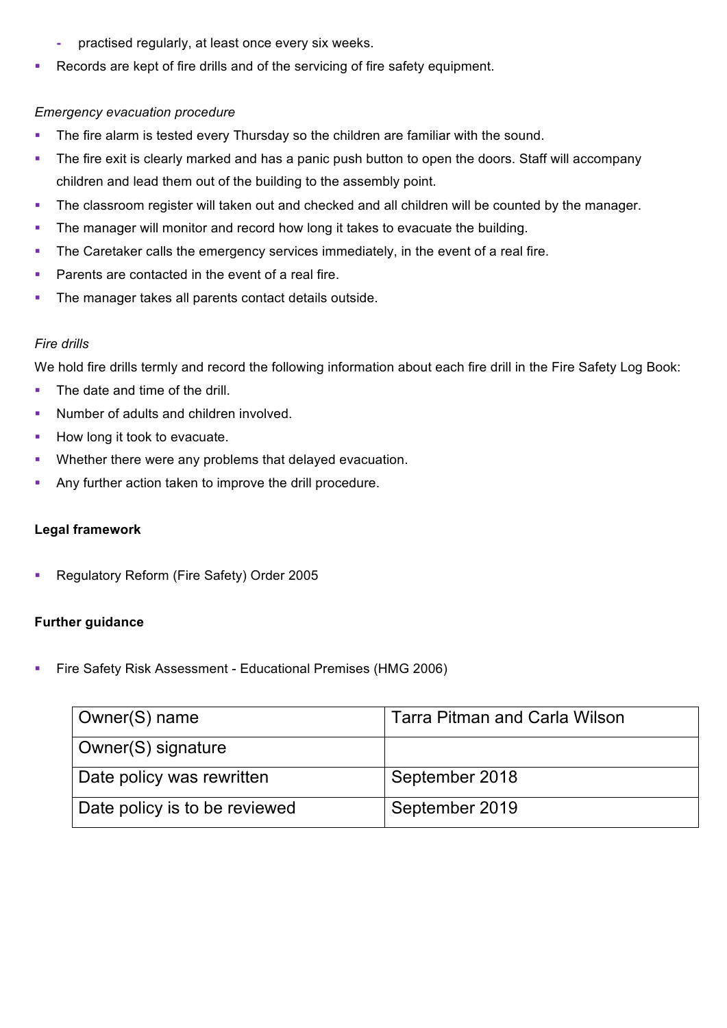- practised regularly, at least once every six weeks.
- Records are kept of fire drills and of the servicing of fire safety equipment.

*Emergency evacuation procedure*

- The fire alarm is tested every Thursday so the children are familiar with the sound.
- The fire exit is clearly marked and has a panic push button to open the doors. Staff will accompany children and lead them out of the building to the assembly point.
- The classroom register will taken out and checked and all children will be counted by the manager.
- The manager will monitor and record how long it takes to evacuate the building.
- The Caretaker calls the emergency services immediately, in the event of a real fire.
- Parents are contacted in the event of a real fire.
- The manager takes all parents contact details outside.

*Fire drills*

We hold fire drills termly and record the following information about each fire drill in the Fire Safety Log Book:

- The date and time of the drill.
- Number of adults and children involved.
- How long it took to evacuate.
- Whether there were any problems that delayed evacuation.
- Any further action taken to improve the drill procedure.

**Legal framework**

- Regulatory Reform (Fire Safety) Order 2005

**Further guidance**

- Fire Safety Risk Assessment - Educational Premises (HMG 2006)

| | |
|---|---|
| Owner(S) name | Tarra Pitman and Carla Wilson |
| Owner(S) signature | |
| Date policy was rewritten | September 2018 |
| Date policy is to be reviewed | September 2019 |